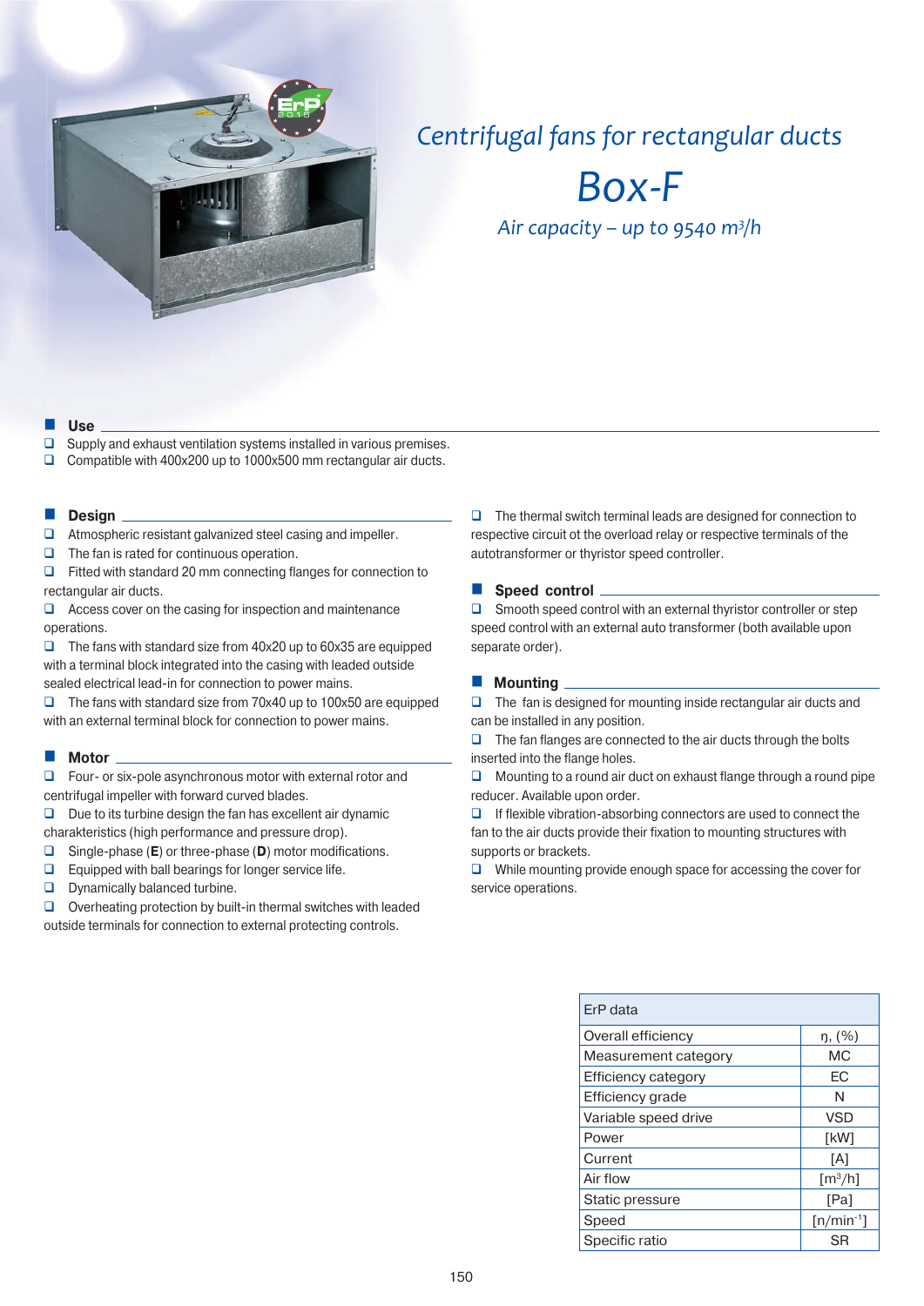# Centrifugal fans for rectangular ducts

# Box-F

*Air capacity – up to 9540 m³/h*

## Use

- Supply and exhaust ventilation systems installed in various premises.
- Compatible with 400x200 up to 1000x500 mm rectangular air ducts.

## Design

- Atmospheric resistant galvanized steel casing and impeller.
- The fan is rated for continuous operation.
- Fitted with standard 20 mm connecting flanges for connection to rectangular air ducts.
- Access cover on the casing for inspection and maintenance operations.
- The fans with standard size from 40x20 up to 60x35 are equipped with a terminal block integrated into the casing with leaded outside sealed electrical lead-in for connection to power mains.
- The fans with standard size from 70x40 up to 100x50 are equipped with an external terminal block for connection to power mains.

## Motor

- Four- or six-pole asynchronous motor with external rotor and centrifugal impeller with forward curved blades.
- Due to its turbine design the fan has excellent air dynamic charakteristics (high performance and pressure drop).
- Single-phase (**E**) or three-phase (**D**) motor modifications.
- Equipped with ball bearings for longer service life.
- Dynamically balanced turbine.
- Overheating protection by built-in thermal switches with leaded outside terminals for connection to external protecting controls.
- The thermal switch terminal leads are designed for connection to respective circuit ot the overload relay or respective terminals of the autotransformer or thyristor speed controller.

## Speed control

- Smooth speed control with an external thyristor controller or step speed control with an external auto transformer (both available upon separate order).

## Mounting

- The fan is designed for mounting inside rectangular air ducts and can be installed in any position.
- The fan flanges are connected to the air ducts through the bolts inserted into the flange holes.
- Mounting to a round air duct on exhaust flange through a round pipe reducer. Available upon order.
- If flexible vibration-absorbing connectors are used to connect the fan to the air ducts provide their fixation to mounting structures with supports or brackets.
- While mounting provide enough space for accessing the cover for service operations.

| ErP data | |
|---|---|
| Overall efficiency | ŋ, (%) |
| Measurement category | MC |
| Efficiency category | EC |
| Efficiency grade | N |
| Variable speed drive | VSD |
| Power | [kW] |
| Current | [A] |
| Air flow | [m³/h] |
| Static pressure | [Pa] |
| Speed | [n/min⁻¹] |
| Specific ratio | SR |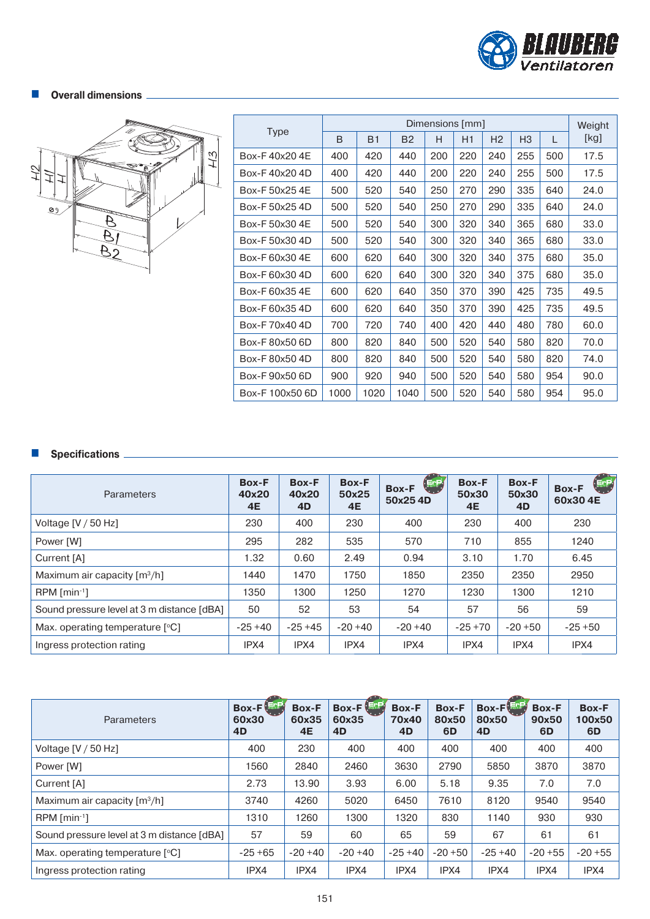## Overall dimensions

| Type | Dimensions [mm] | | | | | | | | Weight [kg] |
|---|---|---|---|---|---|---|---|---|---|
| | B | B1 | B2 | H | H1 | H2 | H3 | L | |
| Box-F 40x20 4E | 400 | 420 | 440 | 200 | 220 | 240 | 255 | 500 | 17.5 |
| Box-F 40x20 4D | 400 | 420 | 440 | 200 | 220 | 240 | 255 | 500 | 17.5 |
| Box-F 50x25 4E | 500 | 520 | 540 | 250 | 270 | 290 | 335 | 640 | 24.0 |
| Box-F 50x25 4D | 500 | 520 | 540 | 250 | 270 | 290 | 335 | 640 | 24.0 |
| Box-F 50x30 4E | 500 | 520 | 540 | 300 | 320 | 340 | 365 | 680 | 33.0 |
| Box-F 50x30 4D | 500 | 520 | 540 | 300 | 320 | 340 | 365 | 680 | 33.0 |
| Box-F 60x30 4E | 600 | 620 | 640 | 300 | 320 | 340 | 375 | 680 | 35.0 |
| Box-F 60x30 4D | 600 | 620 | 640 | 300 | 320 | 340 | 375 | 680 | 35.0 |
| Box-F 60x35 4E | 600 | 620 | 640 | 350 | 370 | 390 | 425 | 735 | 49.5 |
| Box-F 60x35 4D | 600 | 620 | 640 | 350 | 370 | 390 | 425 | 735 | 49.5 |
| Box-F 70x40 4D | 700 | 720 | 740 | 400 | 420 | 440 | 480 | 780 | 60.0 |
| Box-F 80x50 6D | 800 | 820 | 840 | 500 | 520 | 540 | 580 | 820 | 70.0 |
| Box-F 80x50 4D | 800 | 820 | 840 | 500 | 520 | 540 | 580 | 820 | 74.0 |
| Box-F 90x50 6D | 900 | 920 | 940 | 500 | 520 | 540 | 580 | 954 | 90.0 |
| Box-F 100x50 6D | 1000 | 1020 | 1040 | 500 | 520 | 540 | 580 | 954 | 95.0 |

## Specifications

| Parameters | Box-F 40x20 4E | Box-F 40x20 4D | Box-F 50x25 4E | Box-F 50x25 4D | Box-F 50x30 4E | Box-F 50x30 4D | Box-F 60x30 4E |
|---|---|---|---|---|---|---|---|
| Voltage [V / 50 Hz] | 230 | 400 | 230 | 400 | 230 | 400 | 230 |
| Power [W] | 295 | 282 | 535 | 570 | 710 | 855 | 1240 |
| Current [A] | 1.32 | 0.60 | 2.49 | 0.94 | 3.10 | 1.70 | 6.45 |
| Maximum air capacity [m³/h] | 1440 | 1470 | 1750 | 1850 | 2350 | 2350 | 2950 |
| RPM [min⁻¹] | 1350 | 1300 | 1250 | 1270 | 1230 | 1300 | 1210 |
| Sound pressure level at 3 m distance [dBA] | 50 | 52 | 53 | 54 | 57 | 56 | 59 |
| Max. operating temperature [°C] | -25 +40 | -25 +45 | -20 +40 | -20 +40 | -25 +70 | -20 +50 | -25 +50 |
| Ingress protection rating | IPX4 | IPX4 | IPX4 | IPX4 | IPX4 | IPX4 | IPX4 |

| Parameters | Box-F 60x30 4D | Box-F 60x35 4E | Box-F 60x35 4D | Box-F 70x40 4D | Box-F 80x50 6D | Box-F 80x50 4D | Box-F 90x50 6D | Box-F 100x50 6D |
|---|---|---|---|---|---|---|---|---|
| Voltage [V / 50 Hz] | 400 | 230 | 400 | 400 | 400 | 400 | 400 | 400 |
| Power [W] | 1560 | 2840 | 2460 | 3630 | 2790 | 5850 | 3870 | 3870 |
| Current [A] | 2.73 | 13.90 | 3.93 | 6.00 | 5.18 | 9.35 | 7.0 | 7.0 |
| Maximum air capacity [m³/h] | 3740 | 4260 | 5020 | 6450 | 7610 | 8120 | 9540 | 9540 |
| RPM [min⁻¹] | 1310 | 1260 | 1300 | 1320 | 830 | 1140 | 930 | 930 |
| Sound pressure level at 3 m distance [dBA] | 57 | 59 | 60 | 65 | 59 | 67 | 61 | 61 |
| Max. operating temperature [°C] | -25 +65 | -20 +40 | -20 +40 | -25 +40 | -20 +50 | -25 +40 | -20 +55 | -20 +55 |
| Ingress protection rating | IPX4 | IPX4 | IPX4 | IPX4 | IPX4 | IPX4 | IPX4 | IPX4 |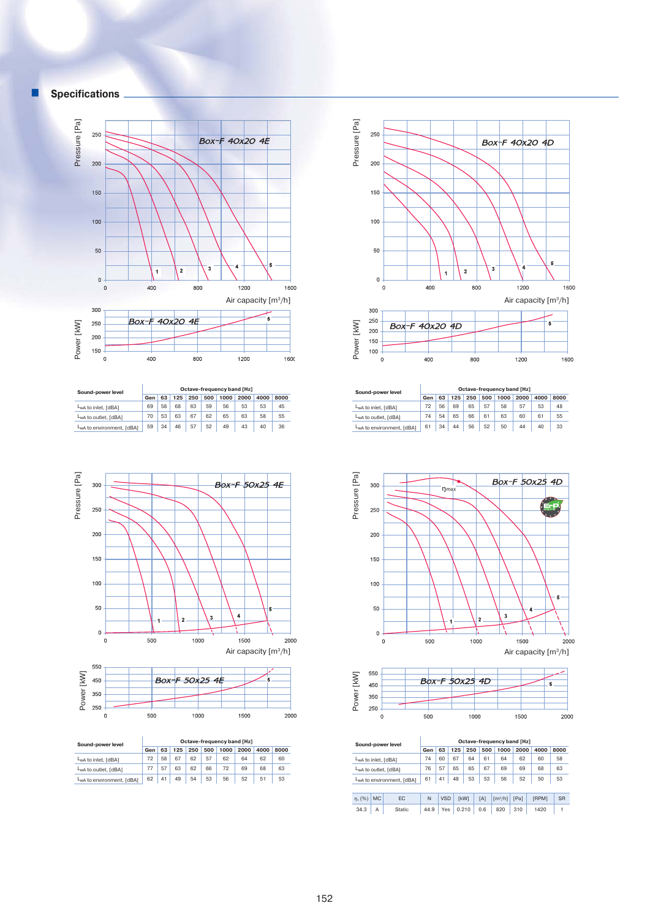## Specifications

Box-F 40x20 4E

| Sound-power level | Octave-frequency band [Hz] | | | | | | | | |
|---|---|---|---|---|---|---|---|---|---|
| | Gen | 63 | 125 | 250 | 500 | 1000 | 2000 | 4000 | 8000 |
| $L_{wA}$ to inlet, [dBA] | 69 | 58 | 68 | 63 | 59 | 56 | 53 | 53 | 45 |
| $L_{wA}$ to outlet, [dBA] | 70 | 53 | 63 | 67 | 62 | 65 | 63 | 58 | 55 |
| $L_{wA}$ to environment, [dBA] | 59 | 34 | 46 | 57 | 52 | 49 | 43 | 40 | 36 |

Box-F 40x20 4D

| Sound-power level | Octave-frequency band [Hz] | | | | | | | | |
|---|---|---|---|---|---|---|---|---|---|
| | Gen | 63 | 125 | 250 | 500 | 1000 | 2000 | 4000 | 8000 |
| $L_{wA}$ to inlet, [dBA] | 72 | 56 | 69 | 65 | 57 | 58 | 57 | 53 | 48 |
| $L_{wA}$ to outlet, [dBA] | 74 | 54 | 65 | 66 | 61 | 63 | 60 | 61 | 55 |
| $L_{wA}$ to environment, [dBA] | 61 | 34 | 44 | 56 | 52 | 50 | 44 | 40 | 33 |

Box-F 50x25 4E

| Sound-power level | Octave-frequency band [Hz] | | | | | | | | |
|---|---|---|---|---|---|---|---|---|---|
| | Gen | 63 | 125 | 250 | 500 | 1000 | 2000 | 4000 | 8000 |
| $L_{wA}$ to inlet, [dBA] | 72 | 58 | 67 | 62 | 57 | 62 | 64 | 62 | 60 |
| $L_{wA}$ to outlet, [dBA] | 77 | 57 | 63 | 62 | 66 | 72 | 69 | 68 | 63 |
| $L_{wA}$ to environment, [dBA] | 62 | 41 | 49 | 54 | 53 | 56 | 52 | 51 | 53 |

Box-F 50x25 4D

| Sound-power level | Octave-frequency band [Hz] | | | | | | | | |
|---|---|---|---|---|---|---|---|---|---|
| | Gen | 63 | 125 | 250 | 500 | 1000 | 2000 | 4000 | 8000 |
| $L_{wA}$ to inlet, [dBA] | 74 | 60 | 67 | 64 | 61 | 64 | 62 | 60 | 58 |
| $L_{wA}$ to outlet, [dBA] | 76 | 57 | 65 | 65 | 67 | 69 | 69 | 68 | 63 |
| $L_{wA}$ to environment, [dBA] | 61 | 41 | 48 | 53 | 53 | 56 | 52 | 50 | 53 |

| η, (%) | MC | EC | N | VSD | [kW] | [A] | [m³/h] | [Pa] | [RPM] | SR |
|---|---|---|---|---|---|---|---|---|---|---|
| 34.3 | A | Static | 44.9 | Yes | 0.210 | 0.6 | 820 | 310 | 1420 | 1 |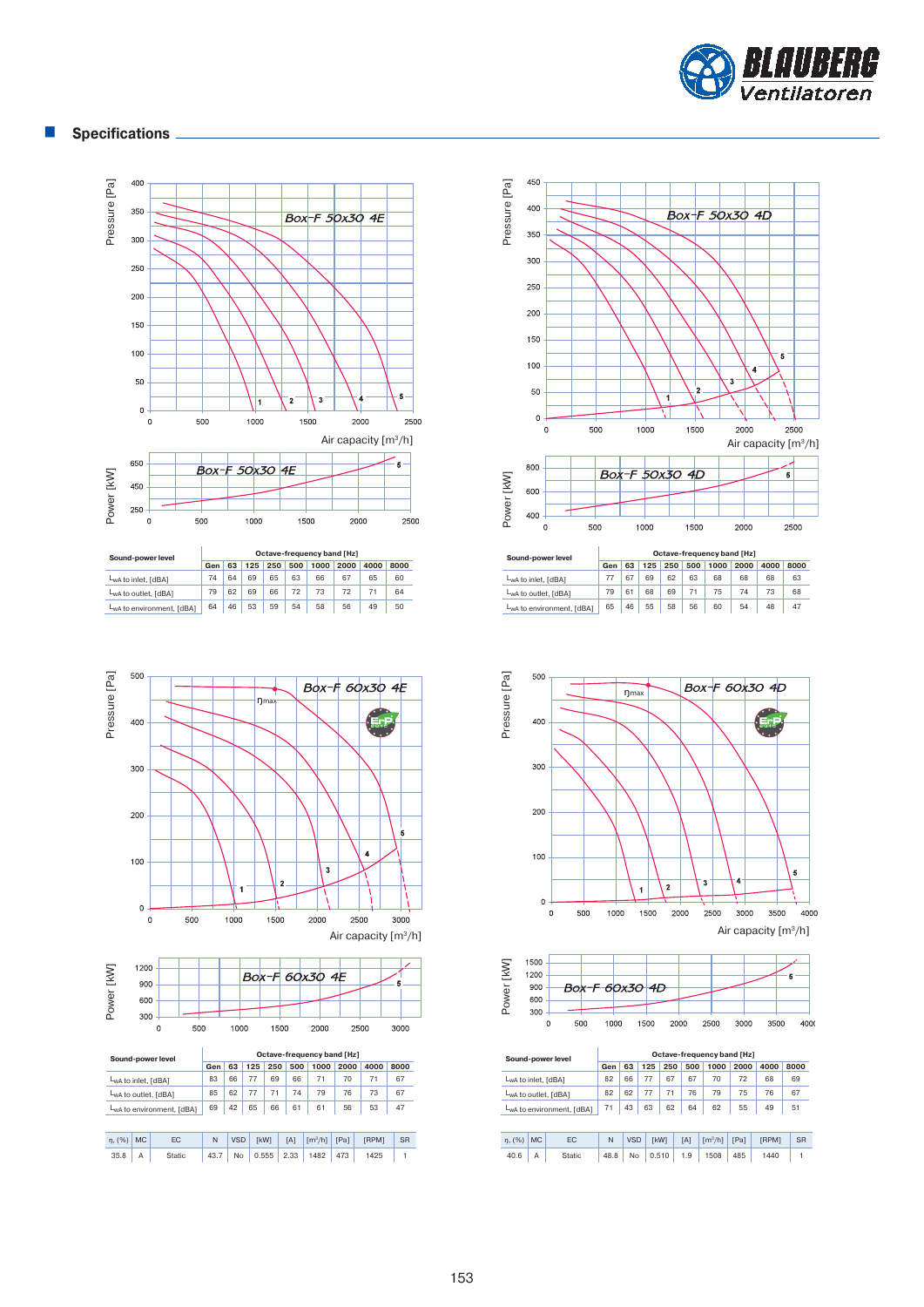## Specifications

Box-F 50x30 4E

Pressure [Pa] / Air capacity [m³/h]

Power [kW]

| Sound-power level | Octave-frequency band [Hz] | | | | | | | | |
|---|---|---|---|---|---|---|---|---|---|
| | Gen | 63 | 125 | 250 | 500 | 1000 | 2000 | 4000 | 8000 |
| $L_{wA}$ to inlet, [dBA] | 74 | 64 | 69 | 65 | 63 | 66 | 67 | 65 | 60 |
| $L_{wA}$ to outlet, [dBA] | 79 | 62 | 69 | 66 | 72 | 73 | 72 | 71 | 64 |
| $L_{wA}$ to environment, [dBA] | 64 | 46 | 53 | 59 | 54 | 58 | 56 | 49 | 50 |

Box-F 50x30 4D

Pressure [Pa] / Air capacity [m³/h]

Power [kW]

| Sound-power level | Octave-frequency band [Hz] | | | | | | | | |
|---|---|---|---|---|---|---|---|---|---|
| | Gen | 63 | 125 | 250 | 500 | 1000 | 2000 | 4000 | 8000 |
| $L_{wA}$ to inlet, [dBA] | 77 | 67 | 69 | 62 | 63 | 68 | 68 | 68 | 63 |
| $L_{wA}$ to outlet, [dBA] | 79 | 61 | 68 | 69 | 71 | 75 | 74 | 73 | 68 |
| $L_{wA}$ to environment, [dBA] | 65 | 46 | 55 | 58 | 56 | 60 | 54 | 48 | 47 |

Box-F 60x30 4E

Pressure [Pa] / Air capacity [m³/h]

Power [kW]

| Sound-power level | Octave-frequency band [Hz] | | | | | | | | |
|---|---|---|---|---|---|---|---|---|---|
| | Gen | 63 | 125 | 250 | 500 | 1000 | 2000 | 4000 | 8000 |
| $L_{wA}$ to inlet, [dBA] | 83 | 66 | 77 | 69 | 66 | 71 | 70 | 71 | 67 |
| $L_{wA}$ to outlet, [dBA] | 85 | 62 | 77 | 71 | 74 | 79 | 76 | 73 | 67 |
| $L_{wA}$ to environment, [dBA] | 69 | 42 | 65 | 66 | 61 | 61 | 56 | 53 | 47 |

| η, (%) | MC | EC | N | VSD | [kW] | [A] | [m³/h] | [Pa] | [RPM] | SR |
|---|---|---|---|---|---|---|---|---|---|---|
| 35.8 | A | Static | 43.7 | No | 0.555 | 2.33 | 1482 | 473 | 1425 | 1 |

Box-F 60x30 4D

Pressure [Pa] / Air capacity [m³/h]

Power [kW]

| Sound-power level | Octave-frequency band [Hz] | | | | | | | | |
|---|---|---|---|---|---|---|---|---|---|
| | Gen | 63 | 125 | 250 | 500 | 1000 | 2000 | 4000 | 8000 |
| $L_{wA}$ to inlet, [dBA] | 82 | 66 | 77 | 67 | 67 | 70 | 72 | 68 | 69 |
| $L_{wA}$ to outlet, [dBA] | 82 | 62 | 77 | 71 | 76 | 79 | 75 | 76 | 67 |
| $L_{wA}$ to environment, [dBA] | 71 | 43 | 63 | 62 | 64 | 62 | 55 | 49 | 51 |

| η, (%) | MC | EC | N | VSD | [kW] | [A] | [m³/h] | [Pa] | [RPM] | SR |
|---|---|---|---|---|---|---|---|---|---|---|
| 40.6 | A | Static | 48.8 | No | 0.510 | 1.9 | 1508 | 485 | 1440 | 1 |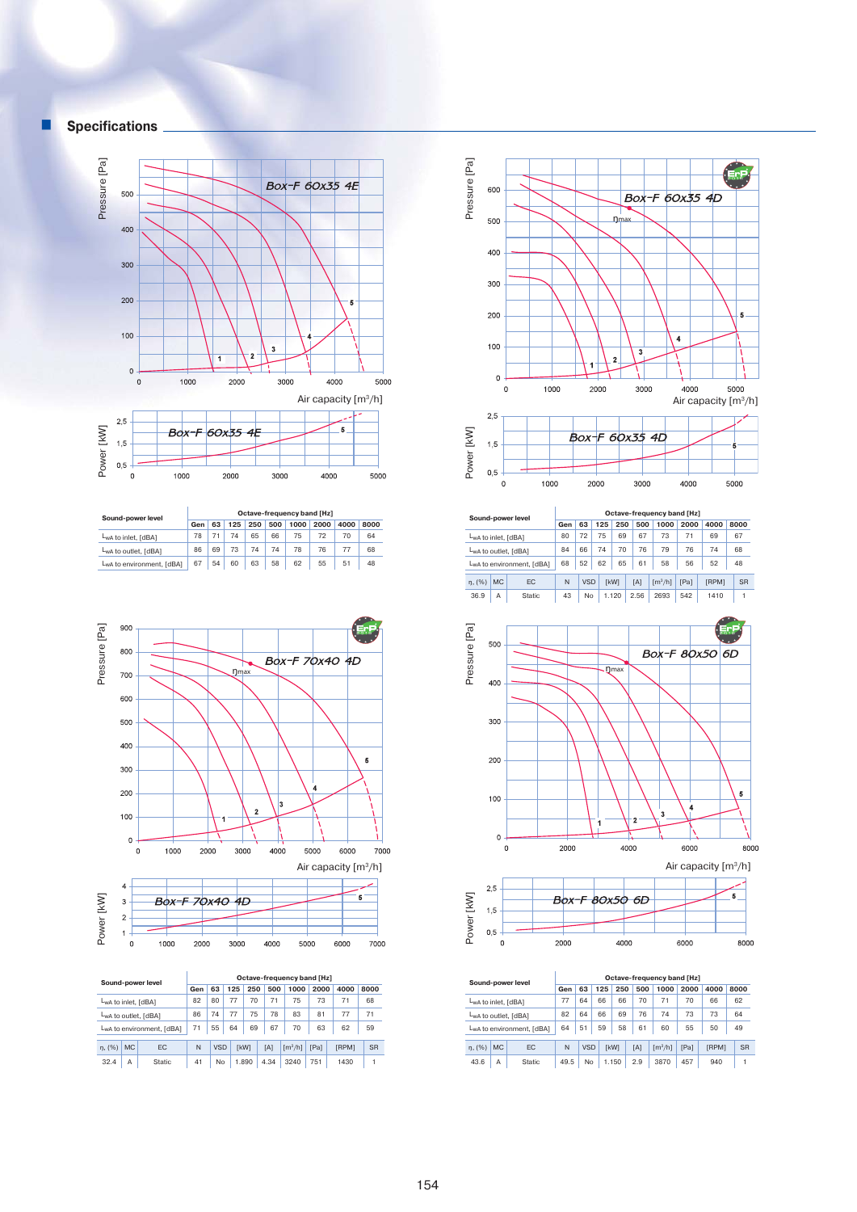## Specifications

Box-F 60x35 4E

| Sound-power level | Octave-frequency band [Hz] | | | | | | | | |
|---|---|---|---|---|---|---|---|---|---|
| | Gen | 63 | 125 | 250 | 500 | 1000 | 2000 | 4000 | 8000 |
| $L_{wA}$ to inlet, [dBA] | 78 | 71 | 74 | 65 | 66 | 75 | 72 | 70 | 64 |
| $L_{wA}$ to outlet, [dBA] | 86 | 69 | 73 | 74 | 74 | 78 | 76 | 77 | 68 |
| $L_{wA}$ to environment, [dBA] | 67 | 54 | 60 | 63 | 58 | 62 | 55 | 51 | 48 |

Box-F 60x35 4D

| Sound-power level | Octave-frequency band [Hz] | | | | | | | | |
|---|---|---|---|---|---|---|---|---|---|
| | Gen | 63 | 125 | 250 | 500 | 1000 | 2000 | 4000 | 8000 |
| $L_{wA}$ to inlet, [dBA] | 80 | 72 | 75 | 69 | 67 | 73 | 71 | 69 | 67 |
| $L_{wA}$ to outlet, [dBA] | 84 | 66 | 74 | 70 | 76 | 79 | 76 | 74 | 68 |
| $L_{wA}$ to environment, [dBA] | 68 | 52 | 62 | 65 | 61 | 58 | 56 | 52 | 48 |

| η, (%) | MC | EC | N | VSD | [kW] | [A] | [m³/h] | [Pa] | [RPM] | SR |
|---|---|---|---|---|---|---|---|---|---|---|
| 36.9 | A | Static | 43 | No | 1.120 | 2.56 | 2693 | 542 | 1410 | 1 |

Box-F 70x40 4D

| Sound-power level | Octave-frequency band [Hz] | | | | | | | | |
|---|---|---|---|---|---|---|---|---|---|
| | Gen | 63 | 125 | 250 | 500 | 1000 | 2000 | 4000 | 8000 |
| $L_{wA}$ to inlet, [dBA] | 82 | 80 | 77 | 70 | 71 | 75 | 73 | 71 | 68 |
| $L_{wA}$ to outlet, [dBA] | 86 | 74 | 77 | 75 | 78 | 83 | 81 | 77 | 71 |
| $L_{wA}$ to environment, [dBA] | 71 | 55 | 64 | 69 | 67 | 70 | 63 | 62 | 59 |

| η, (%) | MC | EC | N | VSD | [kW] | [A] | [m³/h] | [Pa] | [RPM] | SR |
|---|---|---|---|---|---|---|---|---|---|---|
| 32.4 | A | Static | 41 | No | 1.890 | 4.34 | 3240 | 751 | 1430 | 1 |

Box-F 80x50 6D

| Sound-power level | Octave-frequency band [Hz] | | | | | | | | |
|---|---|---|---|---|---|---|---|---|---|
| | Gen | 63 | 125 | 250 | 500 | 1000 | 2000 | 4000 | 8000 |
| $L_{wA}$ to inlet, [dBA] | 77 | 64 | 66 | 66 | 70 | 71 | 70 | 66 | 62 |
| $L_{wA}$ to outlet, [dBA] | 82 | 64 | 66 | 69 | 76 | 74 | 73 | 73 | 64 |
| $L_{wA}$ to environment, [dBA] | 64 | 51 | 59 | 58 | 61 | 60 | 55 | 50 | 49 |

| η, (%) | MC | EC | N | VSD | [kW] | [A] | [m³/h] | [Pa] | [RPM] | SR |
|---|---|---|---|---|---|---|---|---|---|---|
| 43.6 | A | Static | 49.5 | No | 1.150 | 2.9 | 3870 | 457 | 940 | 1 |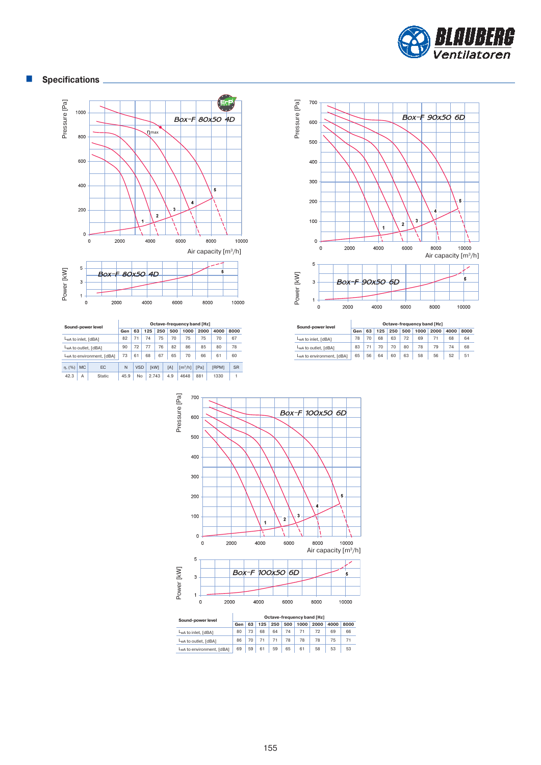## Specifications

Box-F 80x50 4D

Pressure [Pa]

1000
800
600
400
200
0

0 2000 4000 6000 8000 10000

Air capacity [m³/h]

ηmax

1 2 3 4 5

Power [kW]

5
3
1

0 2000 4000 6000 8000 10000

Box-F 80x50 4D

5

| Sound-power level | Octave-frequency band [Hz] | | | | | | | | |
|---|---|---|---|---|---|---|---|---|---|
| | Gen | 63 | 125 | 250 | 500 | 1000 | 2000 | 4000 | 8000 |
| $L_{wA}$ to inlet, [dBA] | 82 | 71 | 74 | 75 | 70 | 75 | 75 | 70 | 67 |
| $L_{wA}$ to outlet, [dBA] | 90 | 72 | 77 | 76 | 82 | 86 | 85 | 80 | 78 |
| $L_{wA}$ to environment, [dBA] | 73 | 61 | 68 | 67 | 65 | 70 | 66 | 61 | 60 |

| η, (%) | MC | EC | N | VSD | [kW] | [A] | [m³/h] | [Pa] | [RPM] | SR |
|---|---|---|---|---|---|---|---|---|---|---|
| 42.3 | A | Static | 45.9 | No | 2.743 | 4.9 | 4648 | 881 | 1330 | 1 |

Box-F 90x50 6D

Pressure [Pa]

700
600
500
400
300
200
100
0

0 2000 4000 6000 8000 10000

Air capacity [m³/h]

1 2 3 4 5

Power [kW]

5
3
1

0 2000 4000 6000 8000 10000

Box-F 90x50 6D

5

| Sound-power level | Octave-frequency band [Hz] | | | | | | | | |
|---|---|---|---|---|---|---|---|---|---|
| | Gen | 63 | 125 | 250 | 500 | 1000 | 2000 | 4000 | 8000 |
| $L_{wA}$ to inlet, [dBA] | 78 | 70 | 68 | 63 | 72 | 69 | 71 | 68 | 64 |
| $L_{wA}$ to outlet, [dBA] | 83 | 71 | 70 | 70 | 80 | 78 | 79 | 74 | 68 |
| $L_{wA}$ to environment, [dBA] | 65 | 56 | 64 | 60 | 63 | 58 | 56 | 52 | 51 |

Box-F 100x50 6D

Pressure [Pa]

700
600
500
400
300
200
100
0

0 2000 4000 6000 8000 10000

Air capacity [m³/h]

1 2 3 4 5

Power [kW]

5
3
1

0 2000 4000 6000 8000 10000

Box-F 100x50 6D

5

| Sound-power level | Octave-frequency band [Hz] | | | | | | | | |
|---|---|---|---|---|---|---|---|---|---|
| | Gen | 63 | 125 | 250 | 500 | 1000 | 2000 | 4000 | 8000 |
| $L_{wA}$ to inlet, [dBA] | 80 | 73 | 68 | 64 | 74 | 71 | 72 | 69 | 66 |
| $L_{wA}$ to outlet, [dBA] | 86 | 70 | 71 | 71 | 78 | 78 | 78 | 75 | 71 |
| $L_{wA}$ to environment, [dBA] | 69 | 59 | 61 | 59 | 65 | 61 | 58 | 53 | 53 |